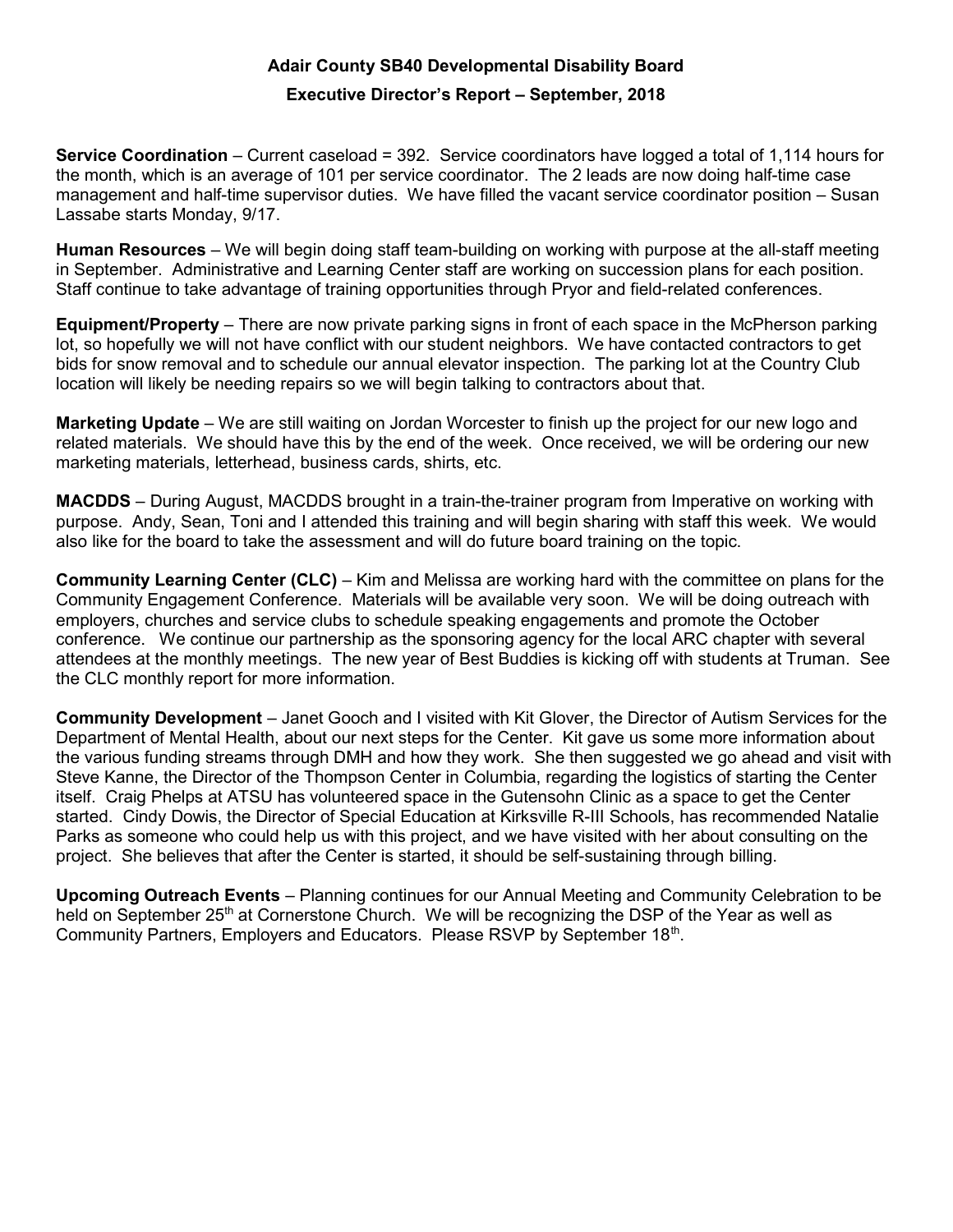# Adair County SB40 Developmental Disability Board

## Executive Director's Report – September, 2018

**Service Coordination** – Current caseload = 392. Service coordinators have logged a total of 1,114 hours for the month, which is an average of 101 per service coordinator. The 2 leads are now doing half-time case management and half-time supervisor duties. We have filled the vacant service coordinator position – Susan Lassabe starts Monday, 9/17.

**Human Resources** – We will begin doing staff team-building on working with purpose at the all-staff meeting in September. Administrative and Learning Center staff are working on succession plans for each position. Staff continue to take advantage of training opportunities through Pryor and field-related conferences.

**Equipment/Property** – There are now private parking signs in front of each space in the McPherson parking lot, so hopefully we will not have conflict with our student neighbors. We have contacted contractors to get bids for snow removal and to schedule our annual elevator inspection. The parking lot at the Country Club location will likely be needing repairs so we will begin talking to contractors about that.

**Marketing Update** – We are still waiting on Jordan Worcester to finish up the project for our new logo and related materials. We should have this by the end of the week. Once received, we will be ordering our new marketing materials, letterhead, business cards, shirts, etc.

**MACDDS** – During August, MACDDS brought in a train-the-trainer program from Imperative on working with purpose. Andy, Sean, Toni and I attended this training and will begin sharing with staff this week. We would also like for the board to take the assessment and will do future board training on the topic.

**Community Learning Center (CLC)** – Kim and Melissa are working hard with the committee on plans for the Community Engagement Conference. Materials will be available very soon. We will be doing outreach with employers, churches and service clubs to schedule speaking engagements and promote the October conference. We continue our partnership as the sponsoring agency for the local ARC chapter with several attendees at the monthly meetings. The new year of Best Buddies is kicking off with students at Truman. See the CLC monthly report for more information.

**Community Development** – Janet Gooch and I visited with Kit Glover, the Director of Autism Services for the Department of Mental Health, about our next steps for the Center. Kit gave us some more information about the various funding streams through DMH and how they work. She then suggested we go ahead and visit with Steve Kanne, the Director of the Thompson Center in Columbia, regarding the logistics of starting the Center itself. Craig Phelps at ATSU has volunteered space in the Gutensohn Clinic as a space to get the Center started. Cindy Dowis, the Director of Special Education at Kirksville R-III Schools, has recommended Natalie Parks as someone who could help us with this project, and we have visited with her about consulting on the project. She believes that after the Center is started, it should be self-sustaining through billing.

**Upcoming Outreach Events** – Planning continues for our Annual Meeting and Community Celebration to be held on September 25th at Cornerstone Church. We will be recognizing the DSP of the Year as well as Community Partners, Employers and Educators. Please RSVP by September 18th.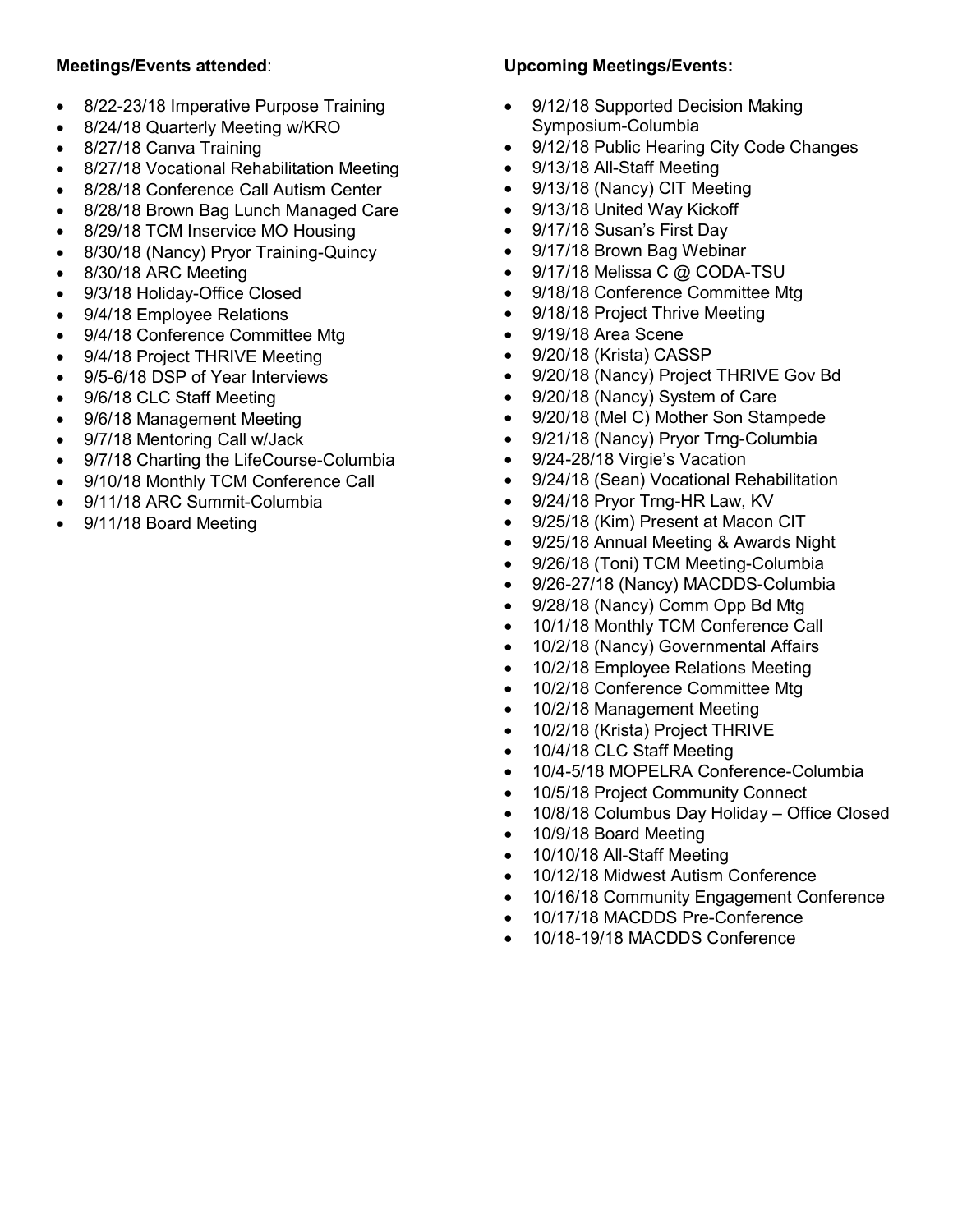**Meetings/Events attended**:

- 8/22-23/18 Imperative Purpose Training
- 8/24/18 Quarterly Meeting w/KRO
- 8/27/18 Canva Training
- 8/27/18 Vocational Rehabilitation Meeting
- 8/28/18 Conference Call Autism Center
- 8/28/18 Brown Bag Lunch Managed Care
- 8/29/18 TCM Inservice MO Housing
- 8/30/18 (Nancy) Pryor Training-Quincy
- 8/30/18 ARC Meeting
- 9/3/18 Holiday-Office Closed
- 9/4/18 Employee Relations
- 9/4/18 Conference Committee Mtg
- 9/4/18 Project THRIVE Meeting
- 9/5-6/18 DSP of Year Interviews
- 9/6/18 CLC Staff Meeting
- 9/6/18 Management Meeting
- 9/7/18 Mentoring Call w/Jack
- 9/7/18 Charting the LifeCourse-Columbia
- 9/10/18 Monthly TCM Conference Call
- 9/11/18 ARC Summit-Columbia
- 9/11/18 Board Meeting

**Upcoming Meetings/Events:**

- 9/12/18 Supported Decision Making Symposium-Columbia
- 9/12/18 Public Hearing City Code Changes
- 9/13/18 All-Staff Meeting
- 9/13/18 (Nancy) CIT Meeting
- 9/13/18 United Way Kickoff
- 9/17/18 Susan's First Day
- 9/17/18 Brown Bag Webinar
- 9/17/18 Melissa C @ CODA-TSU
- 9/18/18 Conference Committee Mtg
- 9/18/18 Project Thrive Meeting
- 9/19/18 Area Scene
- 9/20/18 (Krista) CASSP
- 9/20/18 (Nancy) Project THRIVE Gov Bd
- 9/20/18 (Nancy) System of Care
- 9/20/18 (Mel C) Mother Son Stampede
- 9/21/18 (Nancy) Pryor Trng-Columbia
- 9/24-28/18 Virgie's Vacation
- 9/24/18 (Sean) Vocational Rehabilitation
- 9/24/18 Pryor Trng-HR Law, KV
- 9/25/18 (Kim) Present at Macon CIT
- 9/25/18 Annual Meeting & Awards Night
- 9/26/18 (Toni) TCM Meeting-Columbia
- 9/26-27/18 (Nancy) MACDDS-Columbia
- 9/28/18 (Nancy) Comm Opp Bd Mtg
- 10/1/18 Monthly TCM Conference Call
- 10/2/18 (Nancy) Governmental Affairs
- 10/2/18 Employee Relations Meeting
- 10/2/18 Conference Committee Mtg
- 10/2/18 Management Meeting
- 10/2/18 (Krista) Project THRIVE
- 10/4/18 CLC Staff Meeting
- 10/4-5/18 MOPELRA Conference-Columbia
- 10/5/18 Project Community Connect
- 10/8/18 Columbus Day Holiday – Office Closed
- 10/9/18 Board Meeting
- 10/10/18 All-Staff Meeting
- 10/12/18 Midwest Autism Conference
- 10/16/18 Community Engagement Conference
- 10/17/18 MACDDS Pre-Conference
- 10/18-19/18 MACDDS Conference